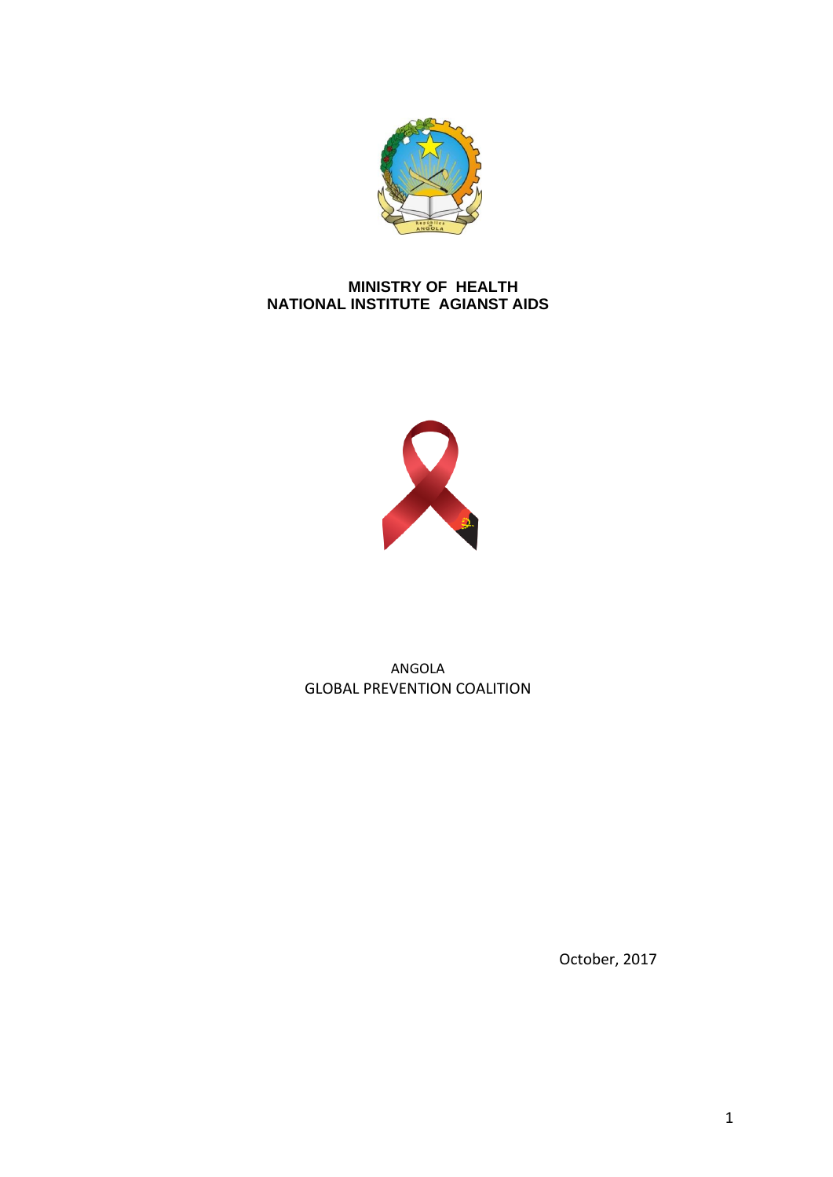**MINISTRY OF HEALTH**
**NATIONAL INSTITUTE AGIANST AIDS**

ANGOLA
GLOBAL PREVENTION COALITION

October, 2017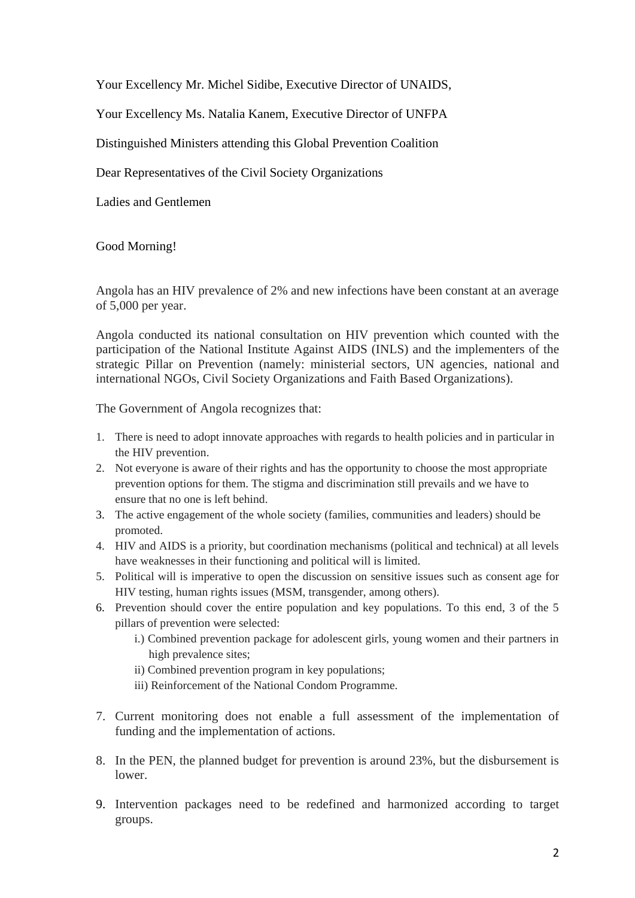Your Excellency Mr. Michel Sidibe, Executive Director of UNAIDS,

Your Excellency Ms. Natalia Kanem, Executive Director of UNFPA

Distinguished Ministers attending this Global Prevention Coalition

Dear Representatives of the Civil Society Organizations

Ladies and Gentlemen

Good Morning!

Angola has an HIV prevalence of 2% and new infections have been constant at an average of 5,000 per year.

Angola conducted its national consultation on HIV prevention which counted with the participation of the National Institute Against AIDS (INLS) and the implementers of the strategic Pillar on Prevention (namely: ministerial sectors, UN agencies, national and international NGOs, Civil Society Organizations and Faith Based Organizations).

The Government of Angola recognizes that:

1. There is need to adopt innovate approaches with regards to health policies and in particular in the HIV prevention.
2. Not everyone is aware of their rights and has the opportunity to choose the most appropriate prevention options for them. The stigma and discrimination still prevails and we have to ensure that no one is left behind.
3. The active engagement of the whole society (families, communities and leaders) should be promoted.
4. HIV and AIDS is a priority, but coordination mechanisms (political and technical) at all levels have weaknesses in their functioning and political will is limited.
5. Political will is imperative to open the discussion on sensitive issues such as consent age for HIV testing, human rights issues (MSM, transgender, among others).
6. Prevention should cover the entire population and key populations. To this end, 3 of the 5 pillars of prevention were selected:
   i.) Combined prevention package for adolescent girls, young women and their partners in high prevalence sites;
   ii) Combined prevention program in key populations;
   iii) Reinforcement of the National Condom Programme.
7. Current monitoring does not enable a full assessment of the implementation of funding and the implementation of actions.
8. In the PEN, the planned budget for prevention is around 23%, but the disbursement is lower.
9. Intervention packages need to be redefined and harmonized according to target groups.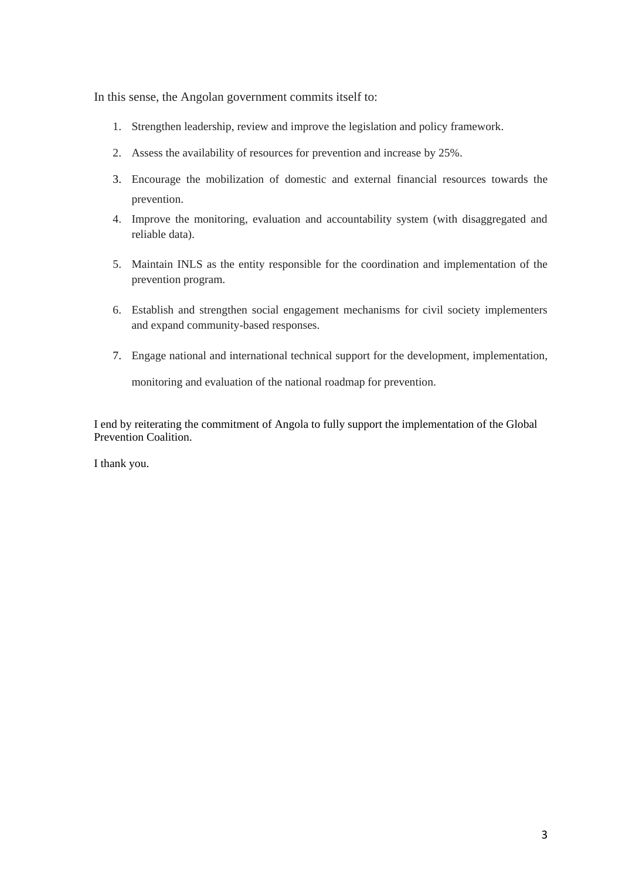In this sense, the Angolan government commits itself to:

1. Strengthen leadership, review and improve the legislation and policy framework.
2. Assess the availability of resources for prevention and increase by 25%.
3. Encourage the mobilization of domestic and external financial resources towards the prevention.
4. Improve the monitoring, evaluation and accountability system (with disaggregated and reliable data).
5. Maintain INLS as the entity responsible for the coordination and implementation of the prevention program.
6. Establish and strengthen social engagement mechanisms for civil society implementers and expand community-based responses.
7. Engage national and international technical support for the development, implementation, monitoring and evaluation of the national roadmap for prevention.

I end by reiterating the commitment of Angola to fully support the implementation of the Global Prevention Coalition.

I thank you.